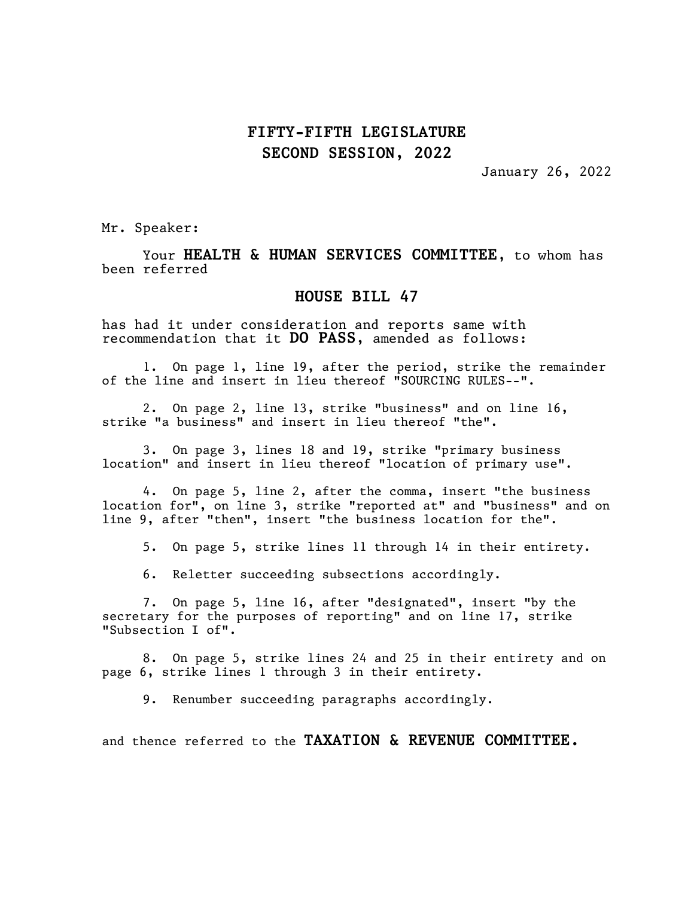# FIFTY-FIFTH LEGISLATURE
# SECOND SESSION, 2022

January 26, 2022

Mr. Speaker:

Your **HEALTH & HUMAN SERVICES COMMITTEE**, to whom has been referred

## HOUSE BILL 47

has had it under consideration and reports same with recommendation that it **DO PASS**, amended as follows:

1. On page 1, line 19, after the period, strike the remainder of the line and insert in lieu thereof "SOURCING RULES--".

2. On page 2, line 13, strike "business" and on line 16, strike "a business" and insert in lieu thereof "the".

3. On page 3, lines 18 and 19, strike "primary business location" and insert in lieu thereof "location of primary use".

4. On page 5, line 2, after the comma, insert "the business location for", on line 3, strike "reported at" and "business" and on line 9, after "then", insert "the business location for the".

5. On page 5, strike lines 11 through 14 in their entirety.

6. Reletter succeeding subsections accordingly.

7. On page 5, line 16, after "designated", insert "by the secretary for the purposes of reporting" and on line 17, strike "Subsection I of".

8. On page 5, strike lines 24 and 25 in their entirety and on page 6, strike lines 1 through 3 in their entirety.

9. Renumber succeeding paragraphs accordingly.

and thence referred to the **TAXATION & REVENUE COMMITTEE.**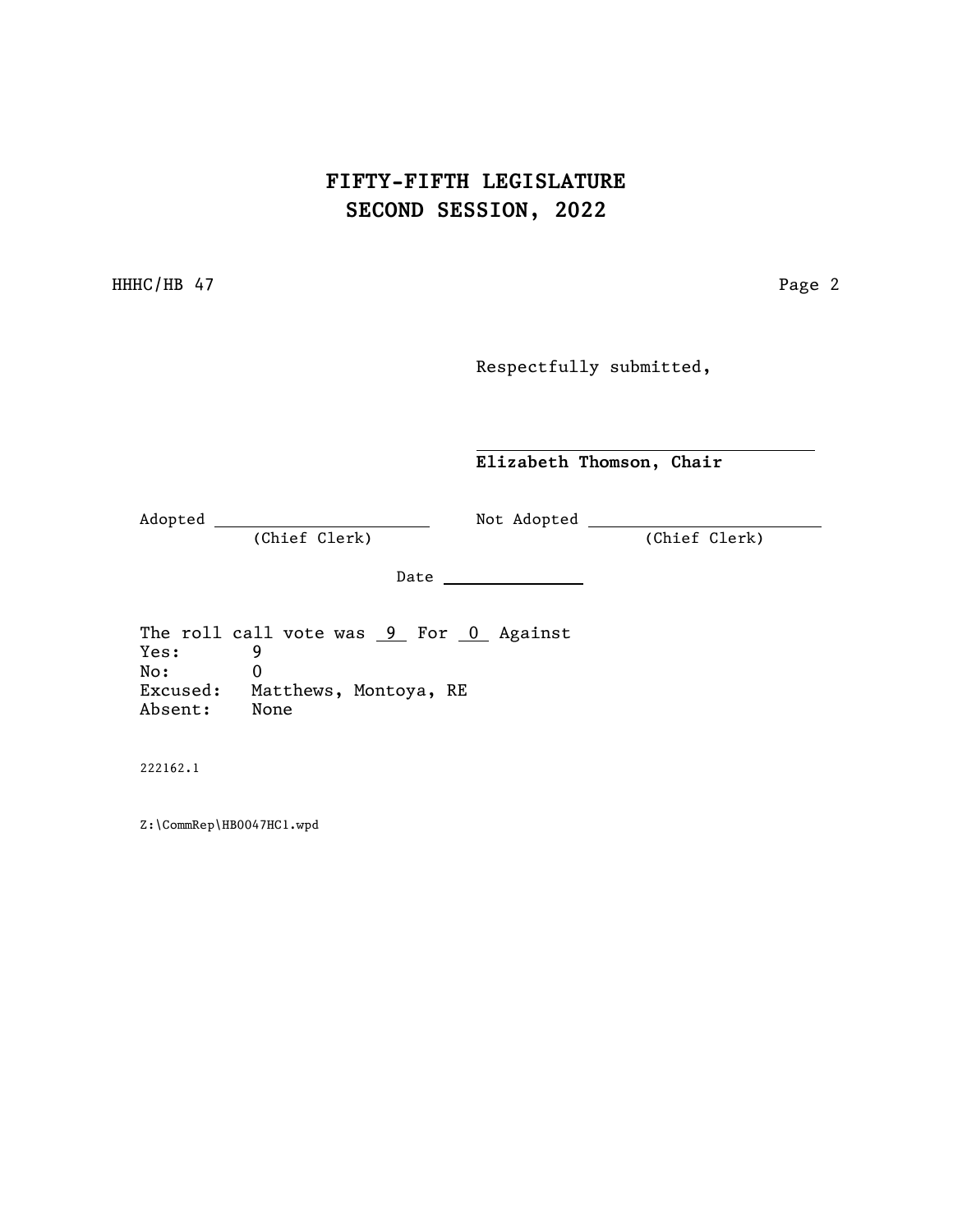# FIFTY-FIFTH LEGISLATURE
# SECOND SESSION, 2022

HHHC/HB 47

Respectfully submitted,

______________________________
**Elizabeth Thomson, Chair**

Adopted ______________________ (Chief Clerk)

Not Adopted ______________________ (Chief Clerk)

Date ______________

The roll call vote was 9 For 0 Against

Yes: 9

No: 0

Excused: Matthews, Montoya, RE

Absent: None

222162.1

Z:\CommRep\HB0047HC1.wpd